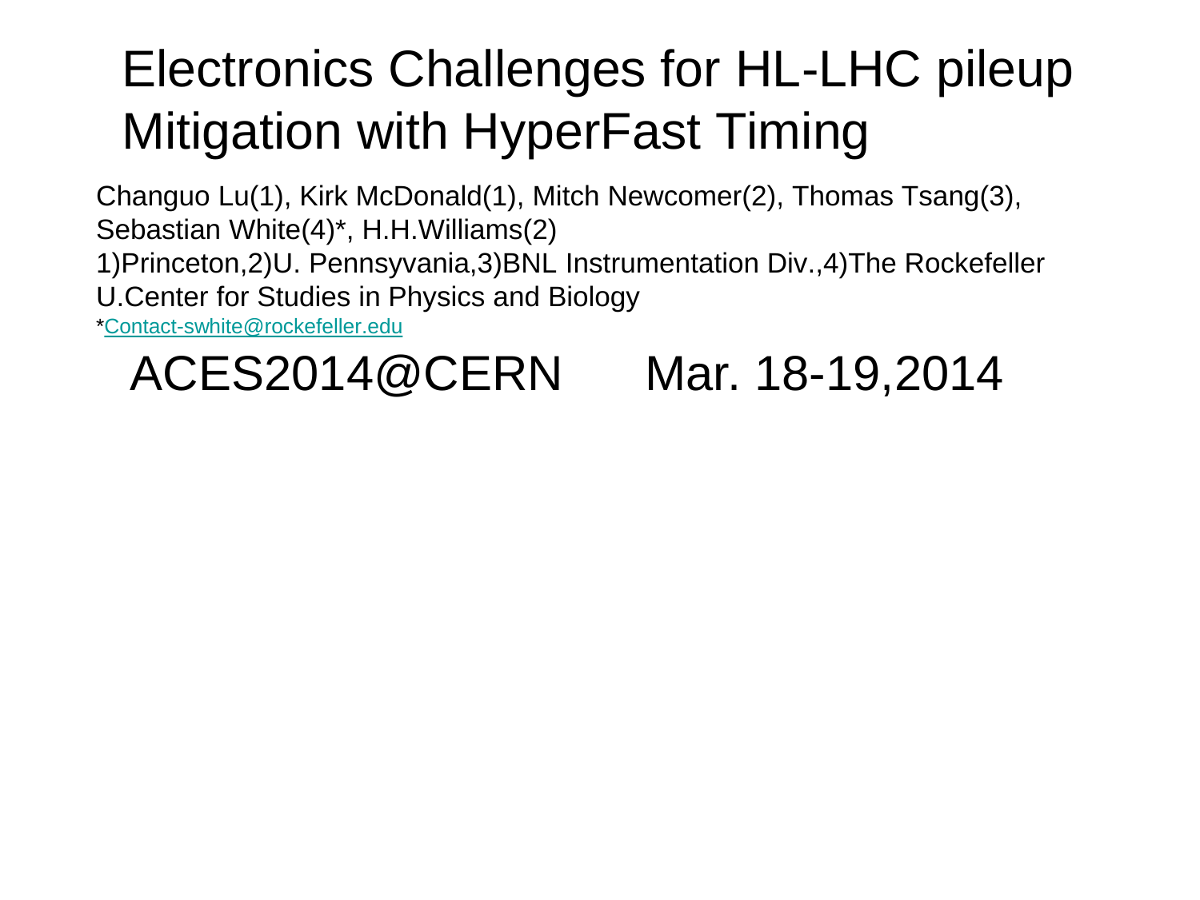# Electronics Challenges for HL-LHC pileup Mitigation with HyperFast Timing

Changuo Lu(1), Kirk McDonald(1), Mitch Newcomer(2), Thomas Tsang(3), Sebastian White(4)*, H.H.Williams(2)

1)Princeton,2)U. Pennsyvania,3)BNL Instrumentation Div.,4)The Rockefeller U.Center for Studies in Physics and Biology

*Contact-swhite@rockefeller.edu

## ACES2014@CERN Mar. 18-19,2014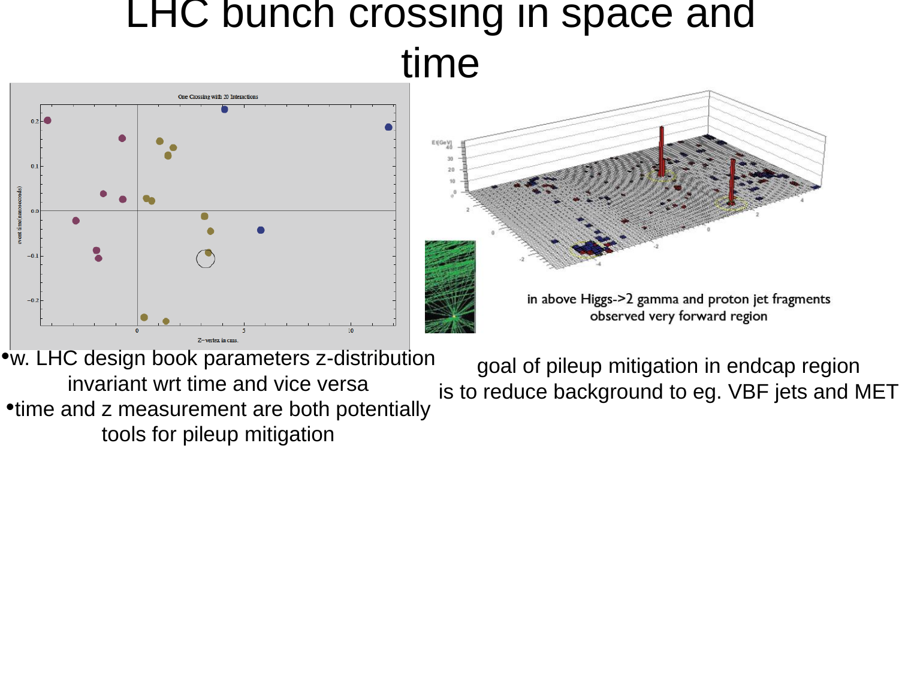# LHC bunch crossing in space and time

One Crossing with 20 Interactions

event time (nanoseconds)

Z-vertex in cms.

in above Higgs->2 gamma and proton jet fragments observed very forward region

- w. LHC design book parameters z-distribution invariant wrt time and vice versa
- time and z measurement are both potentially tools for pileup mitigation

goal of pileup mitigation in endcap region is to reduce background to eg. VBF jets and MET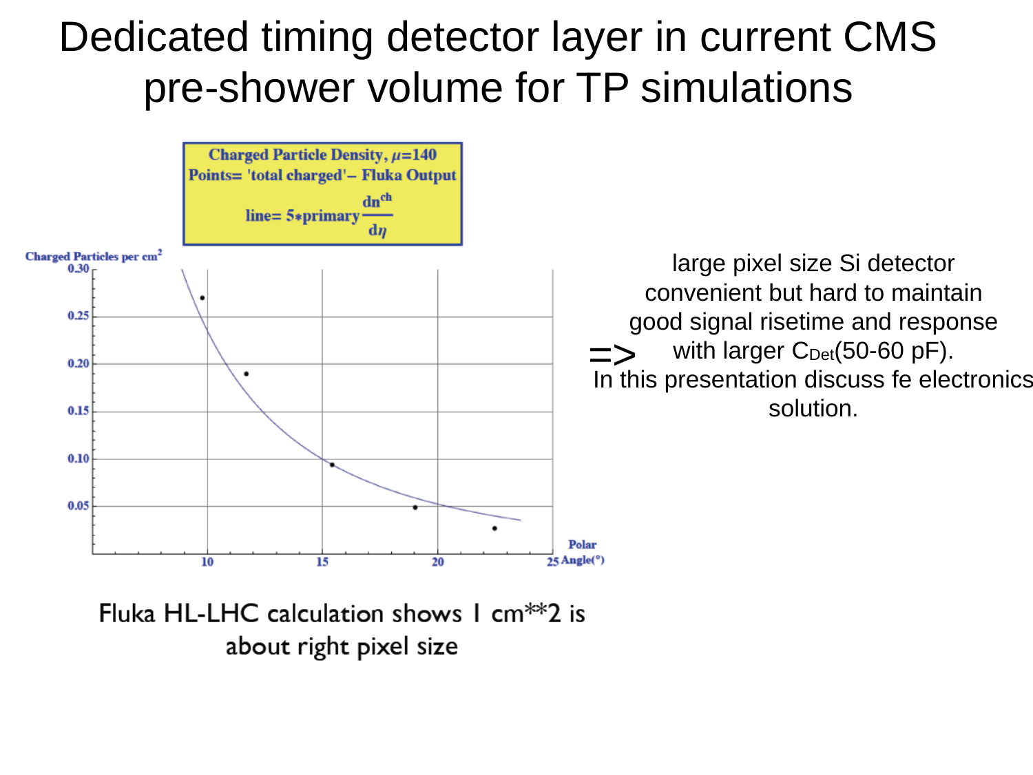# Dedicated timing detector layer in current CMS pre-shower volume for TP simulations

**Charged Particle Density, $\mu$=140**
**Points= 'total charged'– Fluka Output**
**line= 5*primary $\frac{dn^{ch}}{d\eta}$**

Charged Particles per $cm^2$

Polar Angle(°)

Fluka HL-LHC calculation shows 1 cm**2 is about right pixel size

large pixel size Si detector convenient but hard to maintain good signal risetime and response with larger $C_{Det}$(50-60 pF).

=> In this presentation discuss fe electronics solution.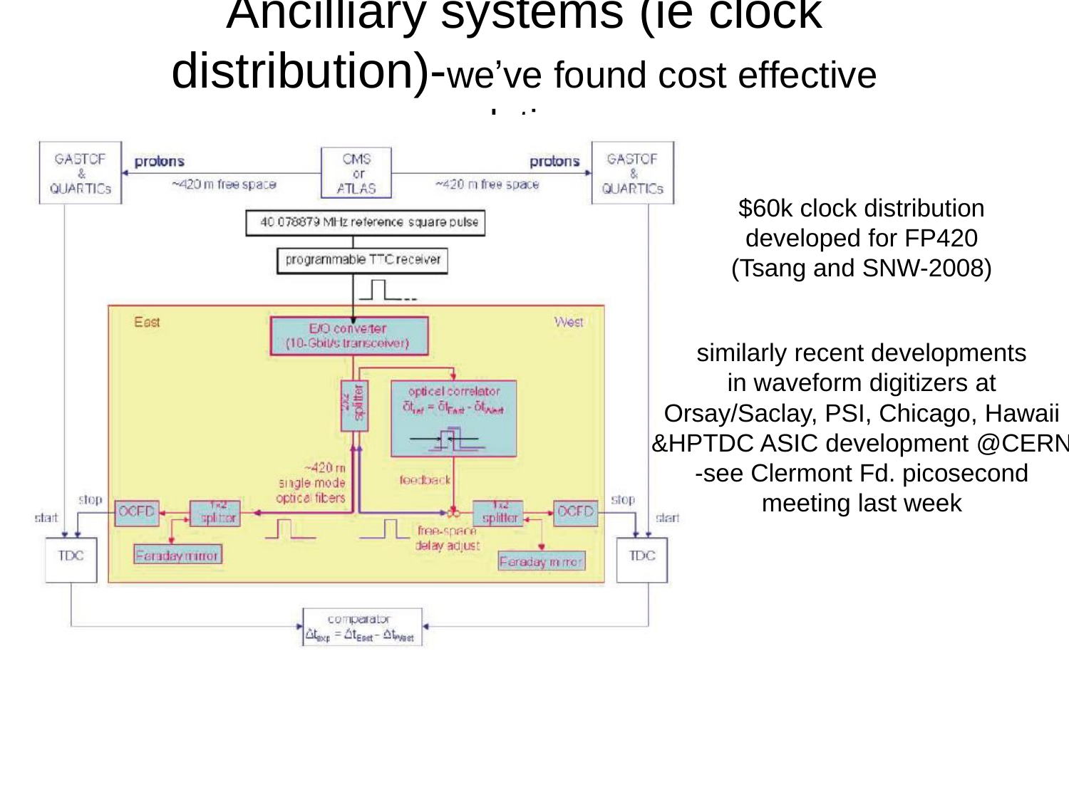# Ancilliary systems (ie clock distribution)-we've found cost effective solutions

GASTOF & QUARTICs | protons ~420 m free space | CMS or ATLAS | protons ~420 m free space | GASTOF & QUARTICs

40.078879 MHz reference square pulse

programmable TTC receiver

East | West

E/O converter (10-Gbit/s transceiver)

2x2 splitter

optical correlator $\delta t_{ref} = \delta t_{East} - \delta t_{West}$

~420 m single mode optical fibers

feedback

stop, start, OCFD, 1x2 splitter, Faraday mirror, TDC

free-space delay adjust

comparator $\Delta t_{exp} = \Delta t_{East} - \Delta t_{West}$

$60k clock distribution developed for FP420 (Tsang and SNW-2008)

similarly recent developments in waveform digitizers at Orsay/Saclay, PSI, Chicago, Hawaii &HPTDC ASIC development @CERN -see Clermont Fd. picosecond meeting last week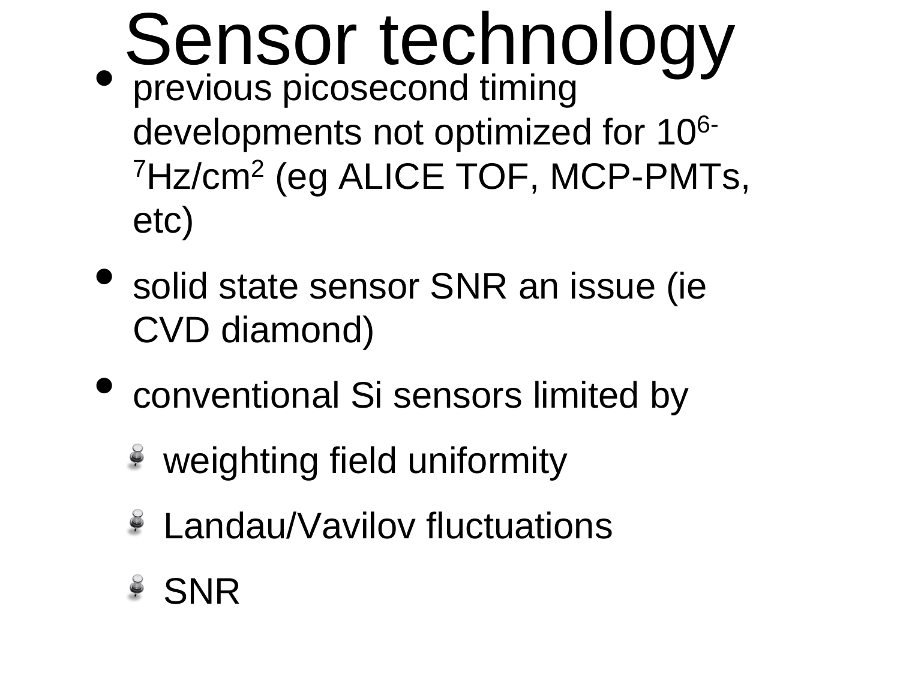# Sensor technology

- previous picosecond timing developments not optimized for $10^{6\text{-}7}$Hz/cm$^2$ (eg ALICE TOF, MCP-PMTs, etc)
- solid state sensor SNR an issue (ie CVD diamond)
- conventional Si sensors limited by
  - weighting field uniformity
  - Landau/Vavilov fluctuations
  - SNR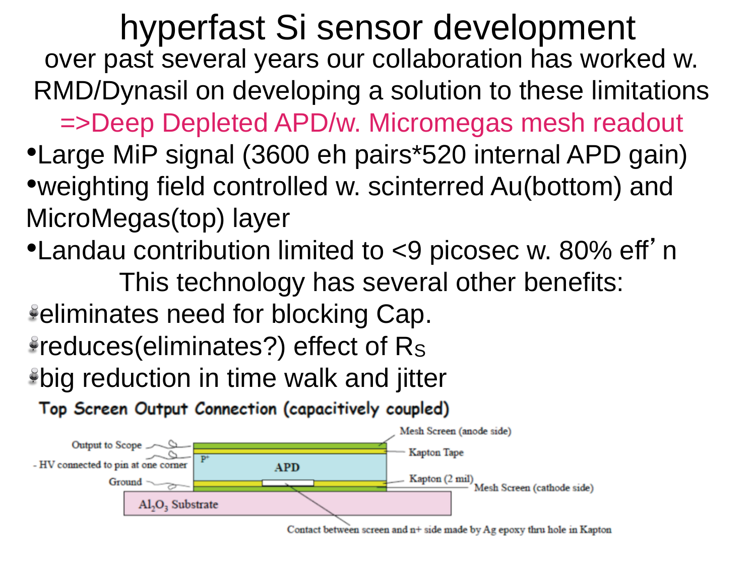# hyperfast Si sensor development

over past several years our collaboration has worked w. RMD/Dynasil on developing a solution to these limitations

=>Deep Depleted APD/w. Micromegas mesh readout

- Large MiP signal (3600 eh pairs*520 internal APD gain)
- weighting field controlled w. scinterred Au(bottom) and MicroMegas(top) layer
- Landau contribution limited to <9 picosec w. 80% eff'n

This technology has several other benefits:

- eliminates need for blocking Cap.
- reduces(eliminates?) effect of $R_S$
- big reduction in time walk and jitter

**Top Screen Output Connection (capacitively coupled)**

Output to Scope

- HV connected to pin at one corner

Ground

P+

APD

Mesh Screen (anode side)

Kapton Tape

Kapton (2 mil)

Mesh Screen (cathode side)

$Al_2O_3$ Substrate

Contact between screen and n+ side made by Ag epoxy thru hole in Kapton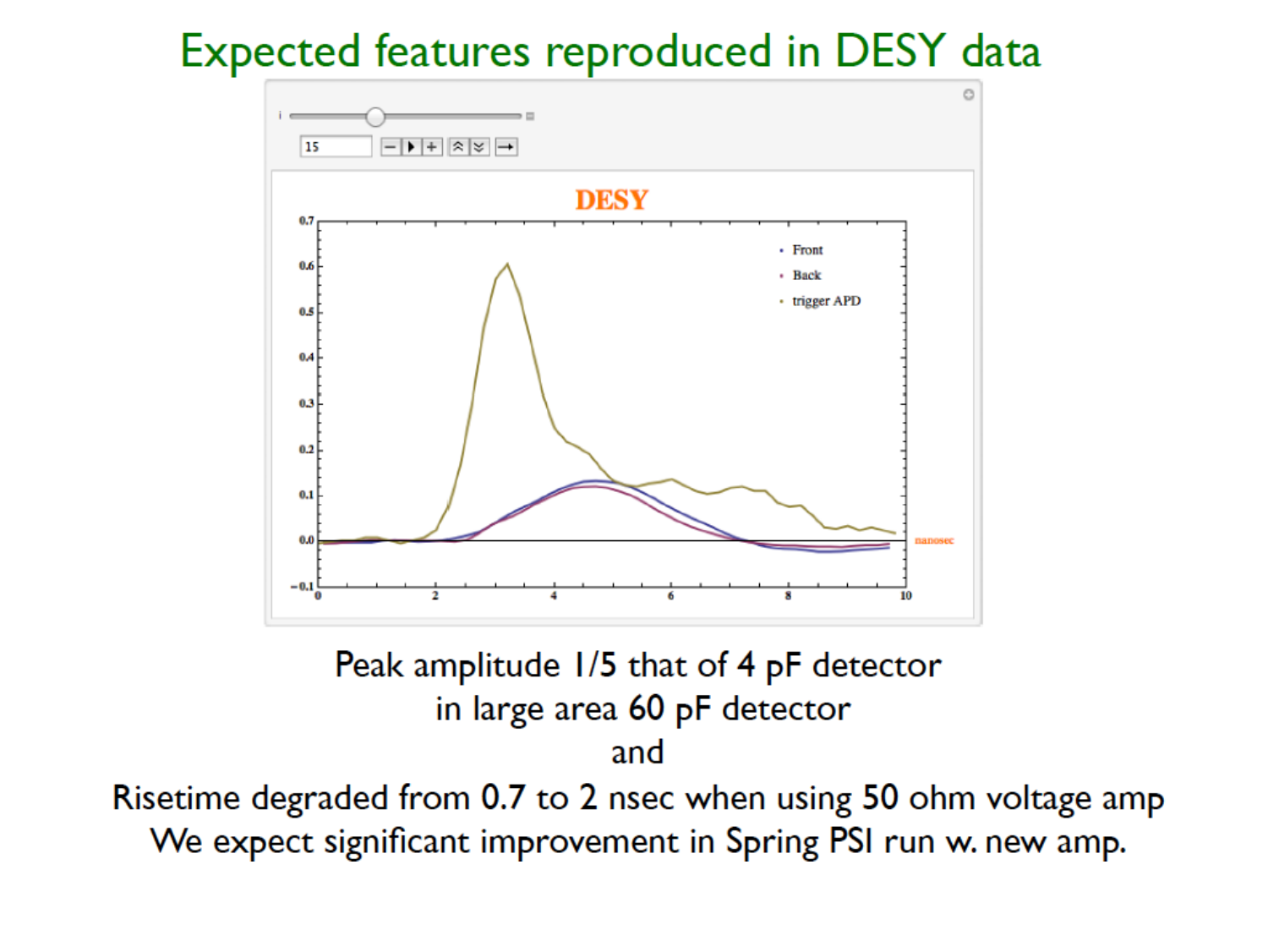# Expected features reproduced in DESY data

Peak amplitude 1/5 that of 4 pF detector
in large area 60 pF detector
and
Risetime degraded from 0.7 to 2 nsec when using 50 ohm voltage amp
We expect significant improvement in Spring PSI run w. new amp.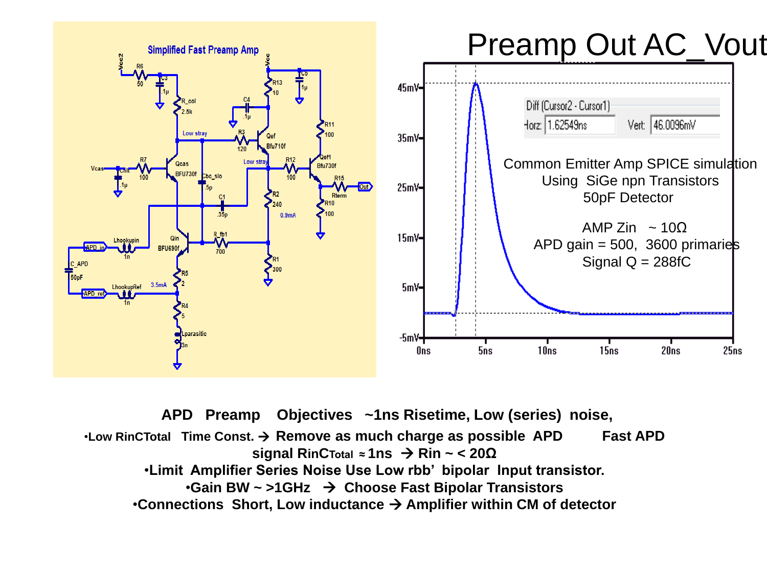Simplified Fast Preamp Amp

Vcc2
R6
50
C3
.1µ
R_col
2.5k
Vcc
R13
10
C5
1µ
C4
.1µ
Low stray
R3
120
Qef
Bfu710f
R11
100
Vcas
Cfilt
.1µ
R7
100
Qcas
BFU730f
Cbc_slo
.5p
Low stray
R12
100
Qef1
Bfu730f
R15
Rterm
Out
R10
100
C1
.35p
R2
240
0.9mA
Lhookupin
APD_in
1n
Qin
BFU690f
R_fb1
700
R1
300
C_APD
50pF
R5
2
3.5mA
LhookupRef
APD_ref
1n
R4
5
Lparasitic
.3n

# Preamp Out AC_Vout

Diff (Cursor2 - Cursor1)
Horz: 1.62549ns
Vert: 46.0096mV

45mV
35mV
25mV
15mV
5mV
-5mV
0ns
5ns
10ns
15ns
20ns
25ns

Common Emitter Amp SPICE simulation
Using SiGe npn Transistors
50pF Detector

AMP Zin ~ 10Ω
APD gain = 500, 3600 primaries
Signal Q = 288fC

**APD Preamp Objectives ~1ns Risetime, Low (series) noise,**

- **Low RinCTotal Time Const. → Remove as much charge as possible APD signal RinCTotal ≈ 1ns → Rin ~ < 20Ω** **Fast APD**
- **Limit Amplifier Series Noise Use Low rbb' bipolar Input transistor.**
- **Gain BW ~ >1GHz → Choose Fast Bipolar Transistors**
- **Connections Short, Low inductance → Amplifier within CM of detector**